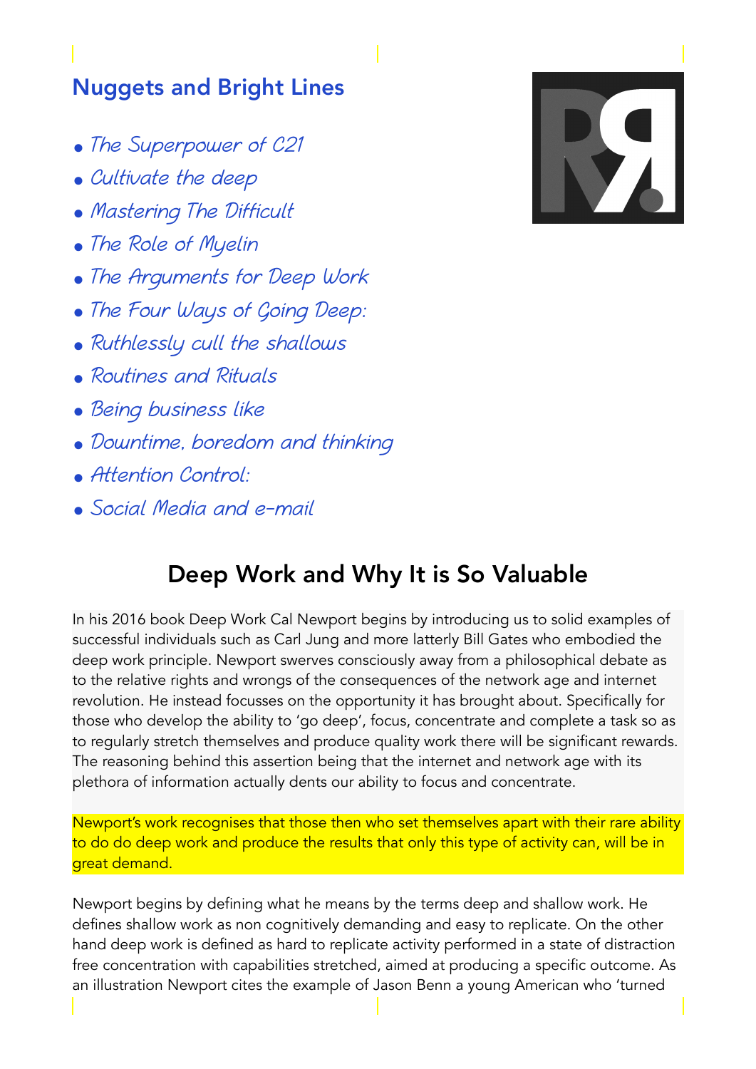## Nuggets and Bright Lines

- *The Superpower of C21*
- *Cultivate the deep*
- *Mastering The Difficult*
- *The Role of Myelin*
- *The Arguments for Deep Work*
- *The Four Ways of Going Deep:*
- *Ruthlessly cull the shallows*
- *Routines and Rituals*
- *Being business like*
- *Downtime, boredom and thinking*
- *Attention Control:*
- *Social Media and e-mail*

# Deep Work and Why It is So Valuable

In his 2016 book Deep Work Cal Newport begins by introducing us to solid examples of successful individuals such as Carl Jung and more latterly Bill Gates who embodied the deep work principle. Newport swerves consciously away from a philosophical debate as to the relative rights and wrongs of the consequences of the network age and internet revolution. He instead focusses on the opportunity it has brought about. Specifically for those who develop the ability to 'go deep', focus, concentrate and complete a task so as to regularly stretch themselves and produce quality work there will be significant rewards. The reasoning behind this assertion being that the internet and network age with its plethora of information actually dents our ability to focus and concentrate.

Newport's work recognises that those then who set themselves apart with their rare ability to do do deep work and produce the results that only this type of activity can, will be in great demand.

Newport begins by defining what he means by the terms deep and shallow work. He defines shallow work as non cognitively demanding and easy to replicate. On the other hand deep work is defined as hard to replicate activity performed in a state of distraction free concentration with capabilities stretched, aimed at producing a specific outcome. As an illustration Newport cites the example of Jason Benn a young American who 'turned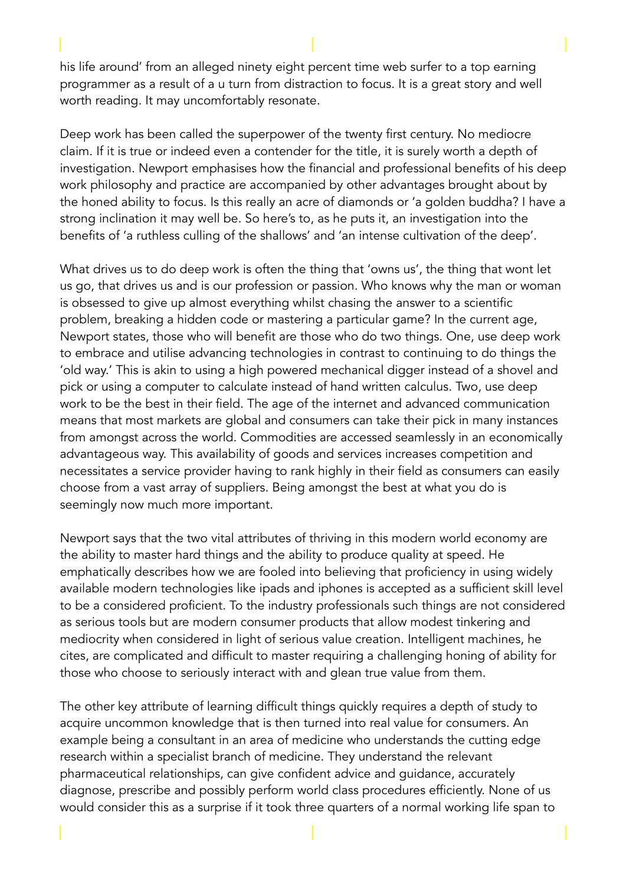his life around' from an alleged ninety eight percent time web surfer to a top earning programmer as a result of a u turn from distraction to focus. It is a great story and well worth reading. It may uncomfortably resonate.

Deep work has been called the superpower of the twenty first century. No mediocre claim. If it is true or indeed even a contender for the title, it is surely worth a depth of investigation. Newport emphasises how the financial and professional benefits of his deep work philosophy and practice are accompanied by other advantages brought about by the honed ability to focus. Is this really an acre of diamonds or 'a golden buddha? I have a strong inclination it may well be. So here's to, as he puts it, an investigation into the benefits of 'a ruthless culling of the shallows' and 'an intense cultivation of the deep'.

What drives us to do deep work is often the thing that 'owns us', the thing that wont let us go, that drives us and is our profession or passion. Who knows why the man or woman is obsessed to give up almost everything whilst chasing the answer to a scientific problem, breaking a hidden code or mastering a particular game? In the current age, Newport states, those who will benefit are those who do two things. One, use deep work to embrace and utilise advancing technologies in contrast to continuing to do things the 'old way.' This is akin to using a high powered mechanical digger instead of a shovel and pick or using a computer to calculate instead of hand written calculus. Two, use deep work to be the best in their field. The age of the internet and advanced communication means that most markets are global and consumers can take their pick in many instances from amongst across the world. Commodities are accessed seamlessly in an economically advantageous way. This availability of goods and services increases competition and necessitates a service provider having to rank highly in their field as consumers can easily choose from a vast array of suppliers. Being amongst the best at what you do is seemingly now much more important.

Newport says that the two vital attributes of thriving in this modern world economy are the ability to master hard things and the ability to produce quality at speed. He emphatically describes how we are fooled into believing that proficiency in using widely available modern technologies like ipads and iphones is accepted as a sufficient skill level to be a considered proficient. To the industry professionals such things are not considered as serious tools but are modern consumer products that allow modest tinkering and mediocrity when considered in light of serious value creation. Intelligent machines, he cites, are complicated and difficult to master requiring a challenging honing of ability for those who choose to seriously interact with and glean true value from them.

The other key attribute of learning difficult things quickly requires a depth of study to acquire uncommon knowledge that is then turned into real value for consumers. An example being a consultant in an area of medicine who understands the cutting edge research within a specialist branch of medicine. They understand the relevant pharmaceutical relationships, can give confident advice and guidance, accurately diagnose, prescribe and possibly perform world class procedures efficiently. None of us would consider this as a surprise if it took three quarters of a normal working life span to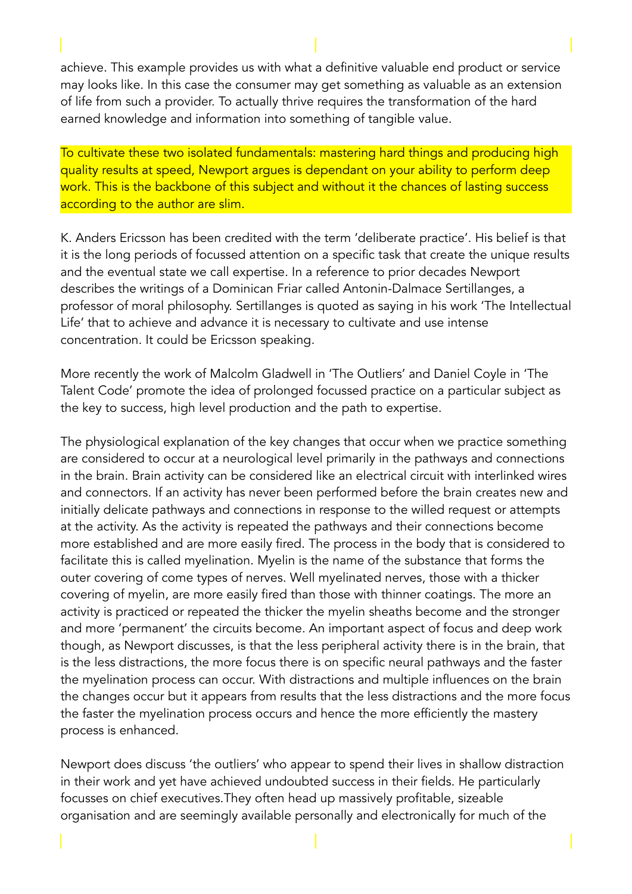achieve. This example provides us with what a definitive valuable end product or service may looks like. In this case the consumer may get something as valuable as an extension of life from such a provider. To actually thrive requires the transformation of the hard earned knowledge and information into something of tangible value.

To cultivate these two isolated fundamentals: mastering hard things and producing high quality results at speed, Newport argues is dependant on your ability to perform deep work. This is the backbone of this subject and without it the chances of lasting success according to the author are slim.

K. Anders Ericsson has been credited with the term 'deliberate practice'. His belief is that it is the long periods of focussed attention on a specific task that create the unique results and the eventual state we call expertise. In a reference to prior decades Newport describes the writings of a Dominican Friar called Antonin-Dalmace Sertillanges, a professor of moral philosophy. Sertillanges is quoted as saying in his work 'The Intellectual Life' that to achieve and advance it is necessary to cultivate and use intense concentration. It could be Ericsson speaking.

More recently the work of Malcolm Gladwell in 'The Outliers' and Daniel Coyle in 'The Talent Code' promote the idea of prolonged focussed practice on a particular subject as the key to success, high level production and the path to expertise.

The physiological explanation of the key changes that occur when we practice something are considered to occur at a neurological level primarily in the pathways and connections in the brain. Brain activity can be considered like an electrical circuit with interlinked wires and connectors. If an activity has never been performed before the brain creates new and initially delicate pathways and connections in response to the willed request or attempts at the activity. As the activity is repeated the pathways and their connections become more established and are more easily fired. The process in the body that is considered to facilitate this is called myelination. Myelin is the name of the substance that forms the outer covering of come types of nerves. Well myelinated nerves, those with a thicker covering of myelin, are more easily fired than those with thinner coatings. The more an activity is practiced or repeated the thicker the myelin sheaths become and the stronger and more 'permanent' the circuits become. An important aspect of focus and deep work though, as Newport discusses, is that the less peripheral activity there is in the brain, that is the less distractions, the more focus there is on specific neural pathways and the faster the myelination process can occur. With distractions and multiple influences on the brain the changes occur but it appears from results that the less distractions and the more focus the faster the myelination process occurs and hence the more efficiently the mastery process is enhanced.

Newport does discuss 'the outliers' who appear to spend their lives in shallow distraction in their work and yet have achieved undoubted success in their fields. He particularly focusses on chief executives.They often head up massively profitable, sizeable organisation and are seemingly available personally and electronically for much of the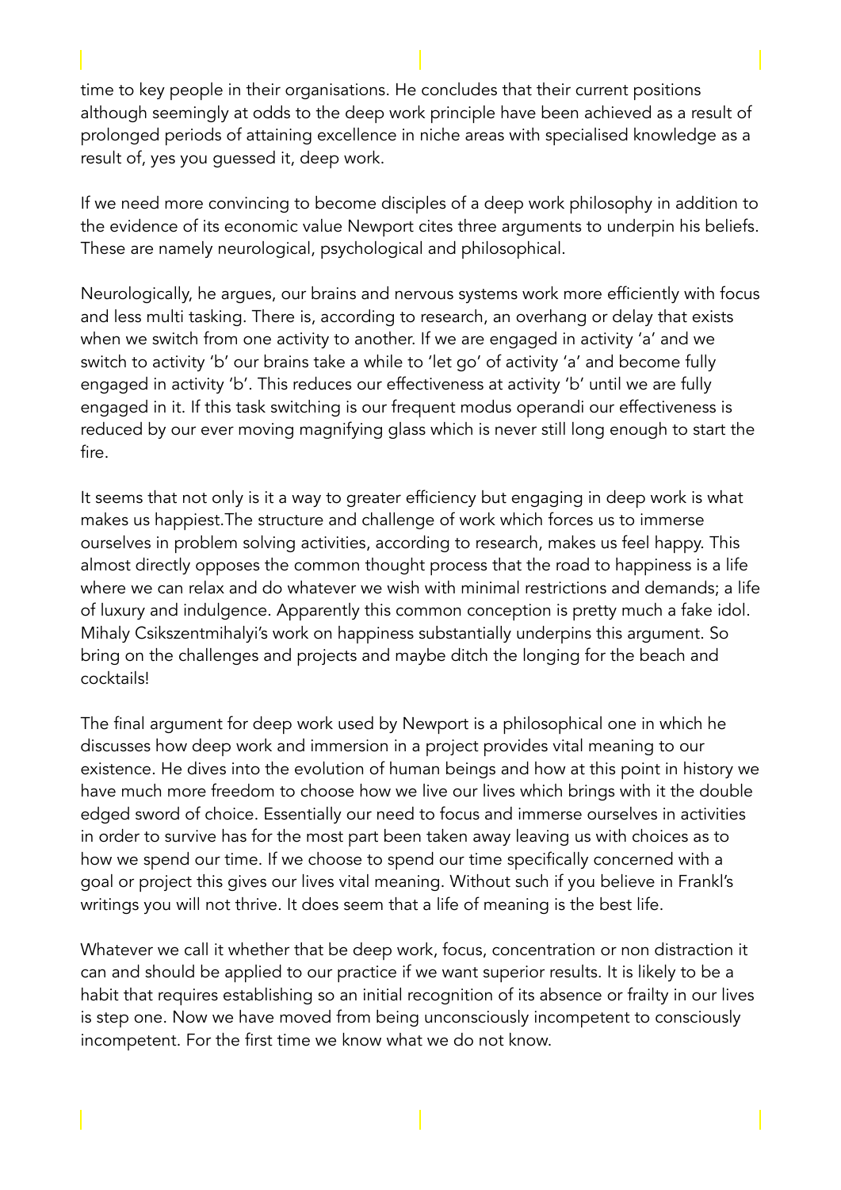time to key people in their organisations. He concludes that their current positions although seemingly at odds to the deep work principle have been achieved as a result of prolonged periods of attaining excellence in niche areas with specialised knowledge as a result of, yes you guessed it, deep work.

If we need more convincing to become disciples of a deep work philosophy in addition to the evidence of its economic value Newport cites three arguments to underpin his beliefs. These are namely neurological, psychological and philosophical.

Neurologically, he argues, our brains and nervous systems work more efficiently with focus and less multi tasking. There is, according to research, an overhang or delay that exists when we switch from one activity to another. If we are engaged in activity 'a' and we switch to activity 'b' our brains take a while to 'let go' of activity 'a' and become fully engaged in activity 'b'. This reduces our effectiveness at activity 'b' until we are fully engaged in it. If this task switching is our frequent modus operandi our effectiveness is reduced by our ever moving magnifying glass which is never still long enough to start the fire.

It seems that not only is it a way to greater efficiency but engaging in deep work is what makes us happiest.The structure and challenge of work which forces us to immerse ourselves in problem solving activities, according to research, makes us feel happy. This almost directly opposes the common thought process that the road to happiness is a life where we can relax and do whatever we wish with minimal restrictions and demands; a life of luxury and indulgence. Apparently this common conception is pretty much a fake idol. Mihaly Csikszentmihalyi's work on happiness substantially underpins this argument. So bring on the challenges and projects and maybe ditch the longing for the beach and cocktails!

The final argument for deep work used by Newport is a philosophical one in which he discusses how deep work and immersion in a project provides vital meaning to our existence. He dives into the evolution of human beings and how at this point in history we have much more freedom to choose how we live our lives which brings with it the double edged sword of choice. Essentially our need to focus and immerse ourselves in activities in order to survive has for the most part been taken away leaving us with choices as to how we spend our time. If we choose to spend our time specifically concerned with a goal or project this gives our lives vital meaning. Without such if you believe in Frankl's writings you will not thrive. It does seem that a life of meaning is the best life.

Whatever we call it whether that be deep work, focus, concentration or non distraction it can and should be applied to our practice if we want superior results. It is likely to be a habit that requires establishing so an initial recognition of its absence or frailty in our lives is step one. Now we have moved from being unconsciously incompetent to consciously incompetent. For the first time we know what we do not know.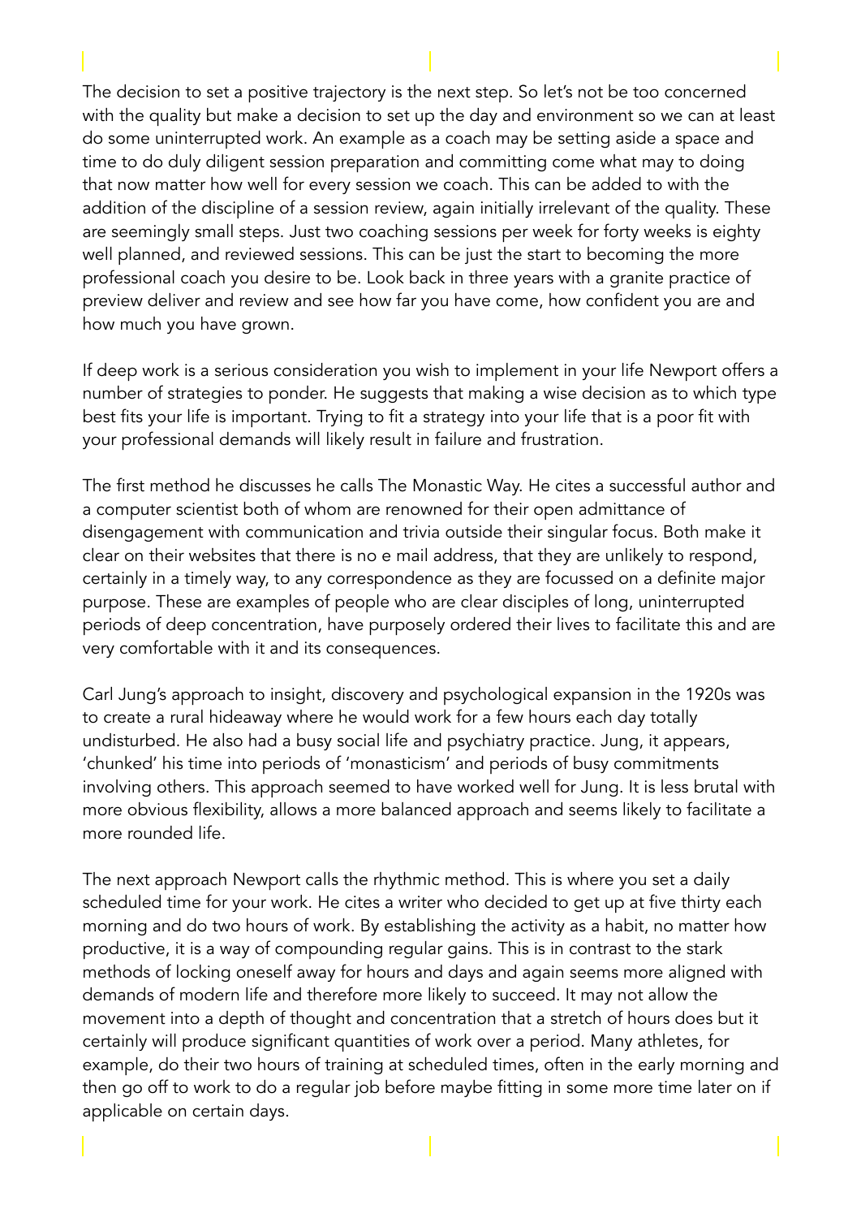The decision to set a positive trajectory is the next step. So let's not be too concerned with the quality but make a decision to set up the day and environment so we can at least do some uninterrupted work. An example as a coach may be setting aside a space and time to do duly diligent session preparation and committing come what may to doing that now matter how well for every session we coach. This can be added to with the addition of the discipline of a session review, again initially irrelevant of the quality. These are seemingly small steps. Just two coaching sessions per week for forty weeks is eighty well planned, and reviewed sessions. This can be just the start to becoming the more professional coach you desire to be. Look back in three years with a granite practice of preview deliver and review and see how far you have come, how confident you are and how much you have grown.

If deep work is a serious consideration you wish to implement in your life Newport offers a number of strategies to ponder. He suggests that making a wise decision as to which type best fits your life is important. Trying to fit a strategy into your life that is a poor fit with your professional demands will likely result in failure and frustration.

The first method he discusses he calls The Monastic Way. He cites a successful author and a computer scientist both of whom are renowned for their open admittance of disengagement with communication and trivia outside their singular focus. Both make it clear on their websites that there is no e mail address, that they are unlikely to respond, certainly in a timely way, to any correspondence as they are focussed on a definite major purpose. These are examples of people who are clear disciples of long, uninterrupted periods of deep concentration, have purposely ordered their lives to facilitate this and are very comfortable with it and its consequences.

Carl Jung's approach to insight, discovery and psychological expansion in the 1920s was to create a rural hideaway where he would work for a few hours each day totally undisturbed. He also had a busy social life and psychiatry practice. Jung, it appears, 'chunked' his time into periods of 'monasticism' and periods of busy commitments involving others. This approach seemed to have worked well for Jung. It is less brutal with more obvious flexibility, allows a more balanced approach and seems likely to facilitate a more rounded life.

The next approach Newport calls the rhythmic method. This is where you set a daily scheduled time for your work. He cites a writer who decided to get up at five thirty each morning and do two hours of work. By establishing the activity as a habit, no matter how productive, it is a way of compounding regular gains. This is in contrast to the stark methods of locking oneself away for hours and days and again seems more aligned with demands of modern life and therefore more likely to succeed. It may not allow the movement into a depth of thought and concentration that a stretch of hours does but it certainly will produce significant quantities of work over a period. Many athletes, for example, do their two hours of training at scheduled times, often in the early morning and then go off to work to do a regular job before maybe fitting in some more time later on if applicable on certain days.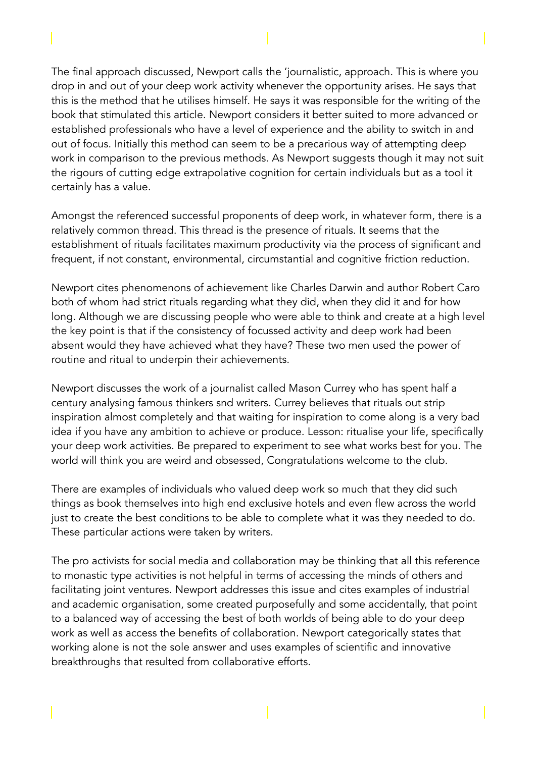The final approach discussed, Newport calls the 'journalistic, approach. This is where you drop in and out of your deep work activity whenever the opportunity arises. He says that this is the method that he utilises himself. He says it was responsible for the writing of the book that stimulated this article. Newport considers it better suited to more advanced or established professionals who have a level of experience and the ability to switch in and out of focus. Initially this method can seem to be a precarious way of attempting deep work in comparison to the previous methods. As Newport suggests though it may not suit the rigours of cutting edge extrapolative cognition for certain individuals but as a tool it certainly has a value.

Amongst the referenced successful proponents of deep work, in whatever form, there is a relatively common thread. This thread is the presence of rituals. It seems that the establishment of rituals facilitates maximum productivity via the process of significant and frequent, if not constant, environmental, circumstantial and cognitive friction reduction.

Newport cites phenomenons of achievement like Charles Darwin and author Robert Caro both of whom had strict rituals regarding what they did, when they did it and for how long. Although we are discussing people who were able to think and create at a high level the key point is that if the consistency of focussed activity and deep work had been absent would they have achieved what they have? These two men used the power of routine and ritual to underpin their achievements.

Newport discusses the work of a journalist called Mason Currey who has spent half a century analysing famous thinkers snd writers. Currey believes that rituals out strip inspiration almost completely and that waiting for inspiration to come along is a very bad idea if you have any ambition to achieve or produce. Lesson: ritualise your life, specifically your deep work activities. Be prepared to experiment to see what works best for you. The world will think you are weird and obsessed, Congratulations welcome to the club.

There are examples of individuals who valued deep work so much that they did such things as book themselves into high end exclusive hotels and even flew across the world just to create the best conditions to be able to complete what it was they needed to do. These particular actions were taken by writers.

The pro activists for social media and collaboration may be thinking that all this reference to monastic type activities is not helpful in terms of accessing the minds of others and facilitating joint ventures. Newport addresses this issue and cites examples of industrial and academic organisation, some created purposefully and some accidentally, that point to a balanced way of accessing the best of both worlds of being able to do your deep work as well as access the benefits of collaboration. Newport categorically states that working alone is not the sole answer and uses examples of scientific and innovative breakthroughs that resulted from collaborative efforts.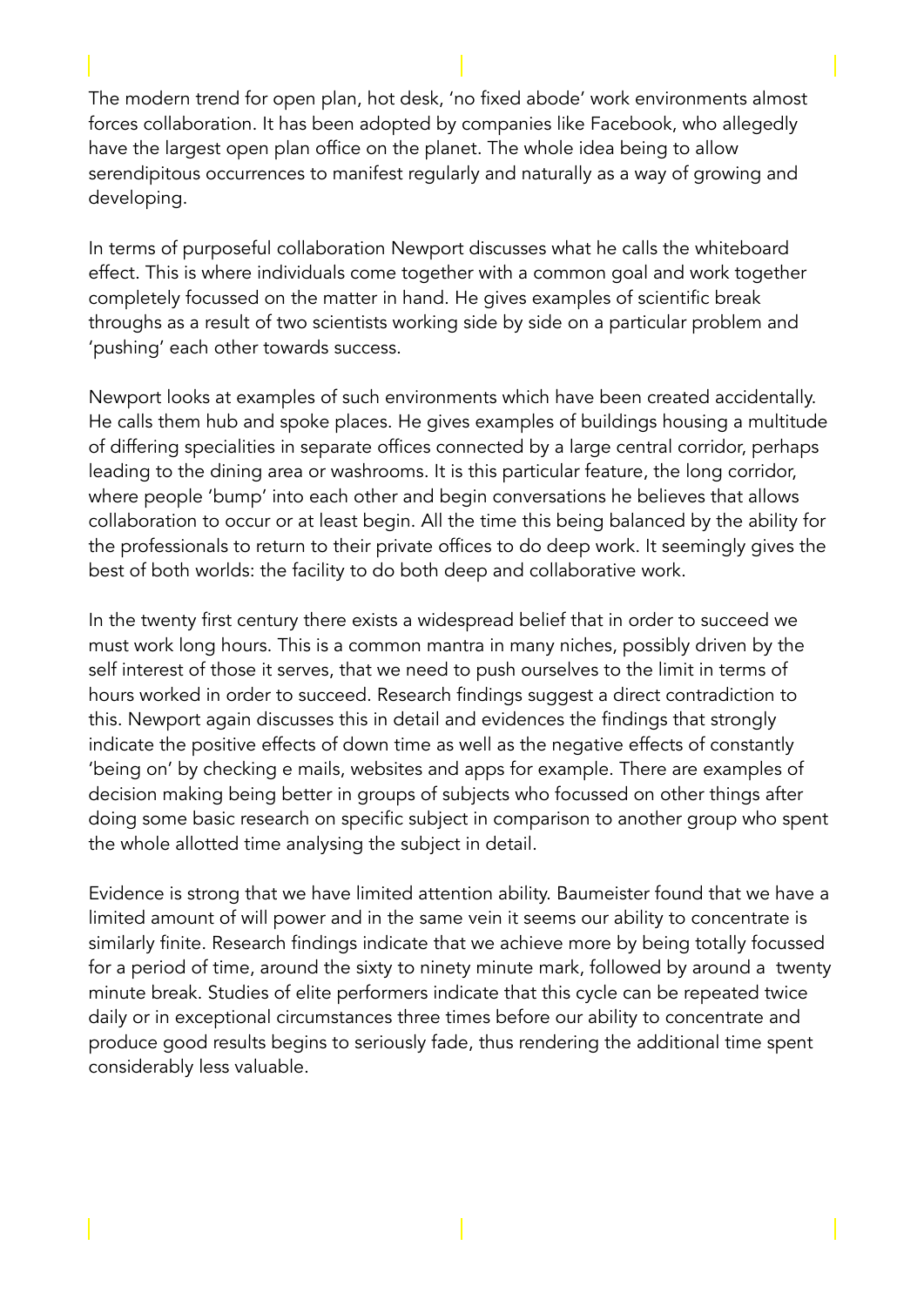The modern trend for open plan, hot desk, 'no fixed abode' work environments almost forces collaboration. It has been adopted by companies like Facebook, who allegedly have the largest open plan office on the planet. The whole idea being to allow serendipitous occurrences to manifest regularly and naturally as a way of growing and developing.

In terms of purposeful collaboration Newport discusses what he calls the whiteboard effect. This is where individuals come together with a common goal and work together completely focussed on the matter in hand. He gives examples of scientific break throughs as a result of two scientists working side by side on a particular problem and 'pushing' each other towards success.

Newport looks at examples of such environments which have been created accidentally. He calls them hub and spoke places. He gives examples of buildings housing a multitude of differing specialities in separate offices connected by a large central corridor, perhaps leading to the dining area or washrooms. It is this particular feature, the long corridor, where people 'bump' into each other and begin conversations he believes that allows collaboration to occur or at least begin. All the time this being balanced by the ability for the professionals to return to their private offices to do deep work. It seemingly gives the best of both worlds: the facility to do both deep and collaborative work.

In the twenty first century there exists a widespread belief that in order to succeed we must work long hours. This is a common mantra in many niches, possibly driven by the self interest of those it serves, that we need to push ourselves to the limit in terms of hours worked in order to succeed. Research findings suggest a direct contradiction to this. Newport again discusses this in detail and evidences the findings that strongly indicate the positive effects of down time as well as the negative effects of constantly 'being on' by checking e mails, websites and apps for example. There are examples of decision making being better in groups of subjects who focussed on other things after doing some basic research on specific subject in comparison to another group who spent the whole allotted time analysing the subject in detail.

Evidence is strong that we have limited attention ability. Baumeister found that we have a limited amount of will power and in the same vein it seems our ability to concentrate is similarly finite. Research findings indicate that we achieve more by being totally focussed for a period of time, around the sixty to ninety minute mark, followed by around a twenty minute break. Studies of elite performers indicate that this cycle can be repeated twice daily or in exceptional circumstances three times before our ability to concentrate and produce good results begins to seriously fade, thus rendering the additional time spent considerably less valuable.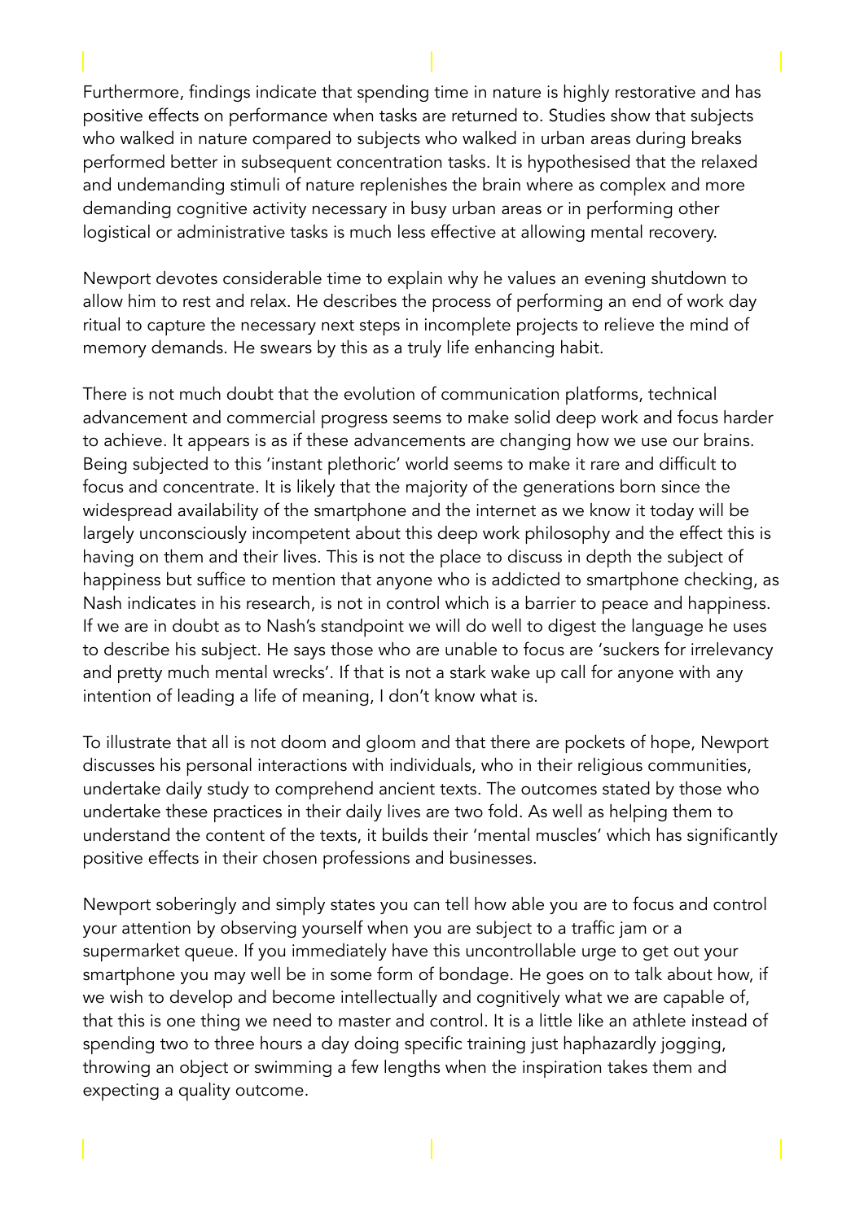Furthermore, findings indicate that spending time in nature is highly restorative and has positive effects on performance when tasks are returned to. Studies show that subjects who walked in nature compared to subjects who walked in urban areas during breaks performed better in subsequent concentration tasks. It is hypothesised that the relaxed and undemanding stimuli of nature replenishes the brain where as complex and more demanding cognitive activity necessary in busy urban areas or in performing other logistical or administrative tasks is much less effective at allowing mental recovery.

Newport devotes considerable time to explain why he values an evening shutdown to allow him to rest and relax. He describes the process of performing an end of work day ritual to capture the necessary next steps in incomplete projects to relieve the mind of memory demands. He swears by this as a truly life enhancing habit.

There is not much doubt that the evolution of communication platforms, technical advancement and commercial progress seems to make solid deep work and focus harder to achieve. It appears is as if these advancements are changing how we use our brains. Being subjected to this 'instant plethoric' world seems to make it rare and difficult to focus and concentrate. It is likely that the majority of the generations born since the widespread availability of the smartphone and the internet as we know it today will be largely unconsciously incompetent about this deep work philosophy and the effect this is having on them and their lives. This is not the place to discuss in depth the subject of happiness but suffice to mention that anyone who is addicted to smartphone checking, as Nash indicates in his research, is not in control which is a barrier to peace and happiness. If we are in doubt as to Nash's standpoint we will do well to digest the language he uses to describe his subject. He says those who are unable to focus are 'suckers for irrelevancy and pretty much mental wrecks'. If that is not a stark wake up call for anyone with any intention of leading a life of meaning, I don't know what is.

To illustrate that all is not doom and gloom and that there are pockets of hope, Newport discusses his personal interactions with individuals, who in their religious communities, undertake daily study to comprehend ancient texts. The outcomes stated by those who undertake these practices in their daily lives are two fold. As well as helping them to understand the content of the texts, it builds their 'mental muscles' which has significantly positive effects in their chosen professions and businesses.

Newport soberingly and simply states you can tell how able you are to focus and control your attention by observing yourself when you are subject to a traffic jam or a supermarket queue. If you immediately have this uncontrollable urge to get out your smartphone you may well be in some form of bondage. He goes on to talk about how, if we wish to develop and become intellectually and cognitively what we are capable of, that this is one thing we need to master and control. It is a little like an athlete instead of spending two to three hours a day doing specific training just haphazardly jogging, throwing an object or swimming a few lengths when the inspiration takes them and expecting a quality outcome.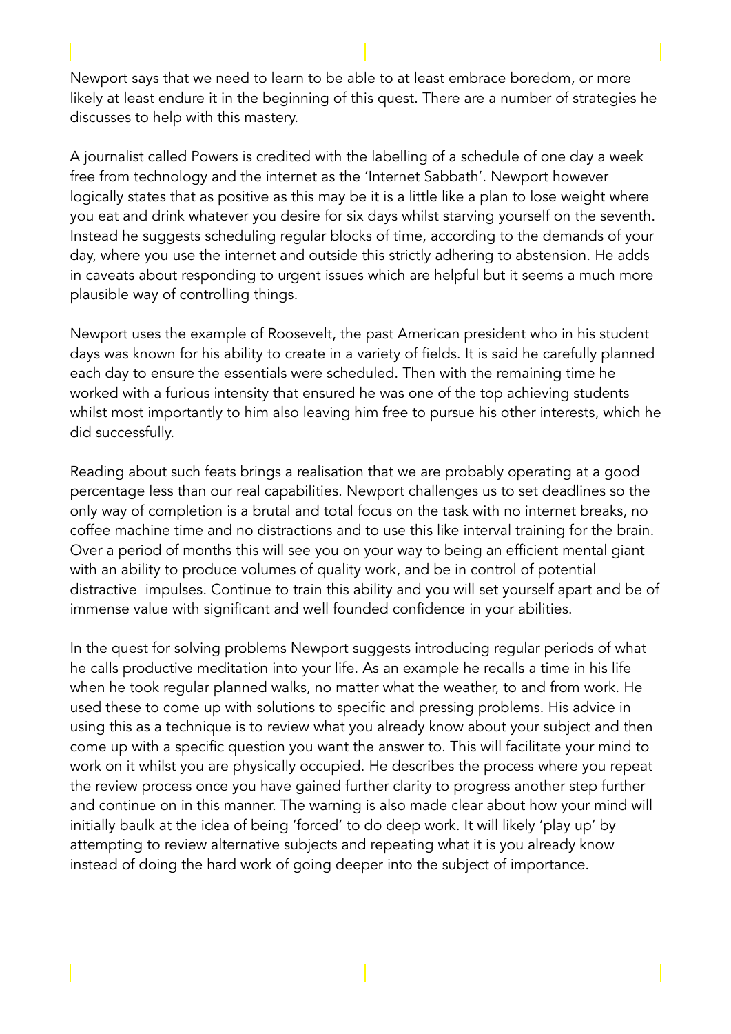Newport says that we need to learn to be able to at least embrace boredom, or more likely at least endure it in the beginning of this quest. There are a number of strategies he discusses to help with this mastery.

A journalist called Powers is credited with the labelling of a schedule of one day a week free from technology and the internet as the 'Internet Sabbath'. Newport however logically states that as positive as this may be it is a little like a plan to lose weight where you eat and drink whatever you desire for six days whilst starving yourself on the seventh. Instead he suggests scheduling regular blocks of time, according to the demands of your day, where you use the internet and outside this strictly adhering to abstension. He adds in caveats about responding to urgent issues which are helpful but it seems a much more plausible way of controlling things.

Newport uses the example of Roosevelt, the past American president who in his student days was known for his ability to create in a variety of fields. It is said he carefully planned each day to ensure the essentials were scheduled. Then with the remaining time he worked with a furious intensity that ensured he was one of the top achieving students whilst most importantly to him also leaving him free to pursue his other interests, which he did successfully.

Reading about such feats brings a realisation that we are probably operating at a good percentage less than our real capabilities. Newport challenges us to set deadlines so the only way of completion is a brutal and total focus on the task with no internet breaks, no coffee machine time and no distractions and to use this like interval training for the brain. Over a period of months this will see you on your way to being an efficient mental giant with an ability to produce volumes of quality work, and be in control of potential distractive  impulses. Continue to train this ability and you will set yourself apart and be of immense value with significant and well founded confidence in your abilities.

In the quest for solving problems Newport suggests introducing regular periods of what he calls productive meditation into your life. As an example he recalls a time in his life when he took regular planned walks, no matter what the weather, to and from work. He used these to come up with solutions to specific and pressing problems. His advice in using this as a technique is to review what you already know about your subject and then come up with a specific question you want the answer to. This will facilitate your mind to work on it whilst you are physically occupied. He describes the process where you repeat the review process once you have gained further clarity to progress another step further and continue on in this manner. The warning is also made clear about how your mind will initially baulk at the idea of being 'forced' to do deep work. It will likely 'play up' by attempting to review alternative subjects and repeating what it is you already know instead of doing the hard work of going deeper into the subject of importance.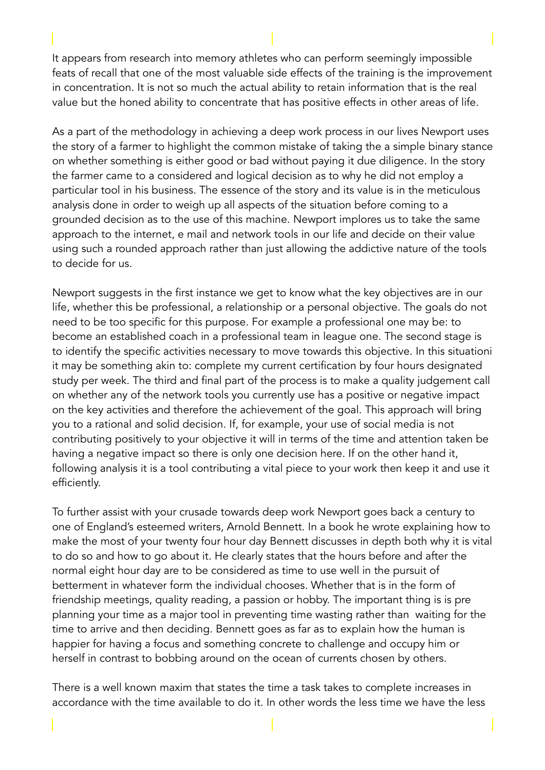It appears from research into memory athletes who can perform seemingly impossible feats of recall that one of the most valuable side effects of the training is the improvement in concentration. It is not so much the actual ability to retain information that is the real value but the honed ability to concentrate that has positive effects in other areas of life.

As a part of the methodology in achieving a deep work process in our lives Newport uses the story of a farmer to highlight the common mistake of taking the a simple binary stance on whether something is either good or bad without paying it due diligence. In the story the farmer came to a considered and logical decision as to why he did not employ a particular tool in his business. The essence of the story and its value is in the meticulous analysis done in order to weigh up all aspects of the situation before coming to a grounded decision as to the use of this machine. Newport implores us to take the same approach to the internet, e mail and network tools in our life and decide on their value using such a rounded approach rather than just allowing the addictive nature of the tools to decide for us.

Newport suggests in the first instance we get to know what the key objectives are in our life, whether this be professional, a relationship or a personal objective. The goals do not need to be too specific for this purpose. For example a professional one may be: to become an established coach in a professional team in league one. The second stage is to identify the specific activities necessary to move towards this objective. In this situationi it may be something akin to: complete my current certification by four hours designated study per week. The third and final part of the process is to make a quality judgement call on whether any of the network tools you currently use has a positive or negative impact on the key activities and therefore the achievement of the goal. This approach will bring you to a rational and solid decision. If, for example, your use of social media is not contributing positively to your objective it will in terms of the time and attention taken be having a negative impact so there is only one decision here. If on the other hand it, following analysis it is a tool contributing a vital piece to your work then keep it and use it efficiently.

To further assist with your crusade towards deep work Newport goes back a century to one of England's esteemed writers, Arnold Bennett. In a book he wrote explaining how to make the most of your twenty four hour day Bennett discusses in depth both why it is vital to do so and how to go about it. He clearly states that the hours before and after the normal eight hour day are to be considered as time to use well in the pursuit of betterment in whatever form the individual chooses. Whether that is in the form of friendship meetings, quality reading, a passion or hobby. The important thing is is pre planning your time as a major tool in preventing time wasting rather than waiting for the time to arrive and then deciding. Bennett goes as far as to explain how the human is happier for having a focus and something concrete to challenge and occupy him or herself in contrast to bobbing around on the ocean of currents chosen by others.

There is a well known maxim that states the time a task takes to complete increases in accordance with the time available to do it. In other words the less time we have the less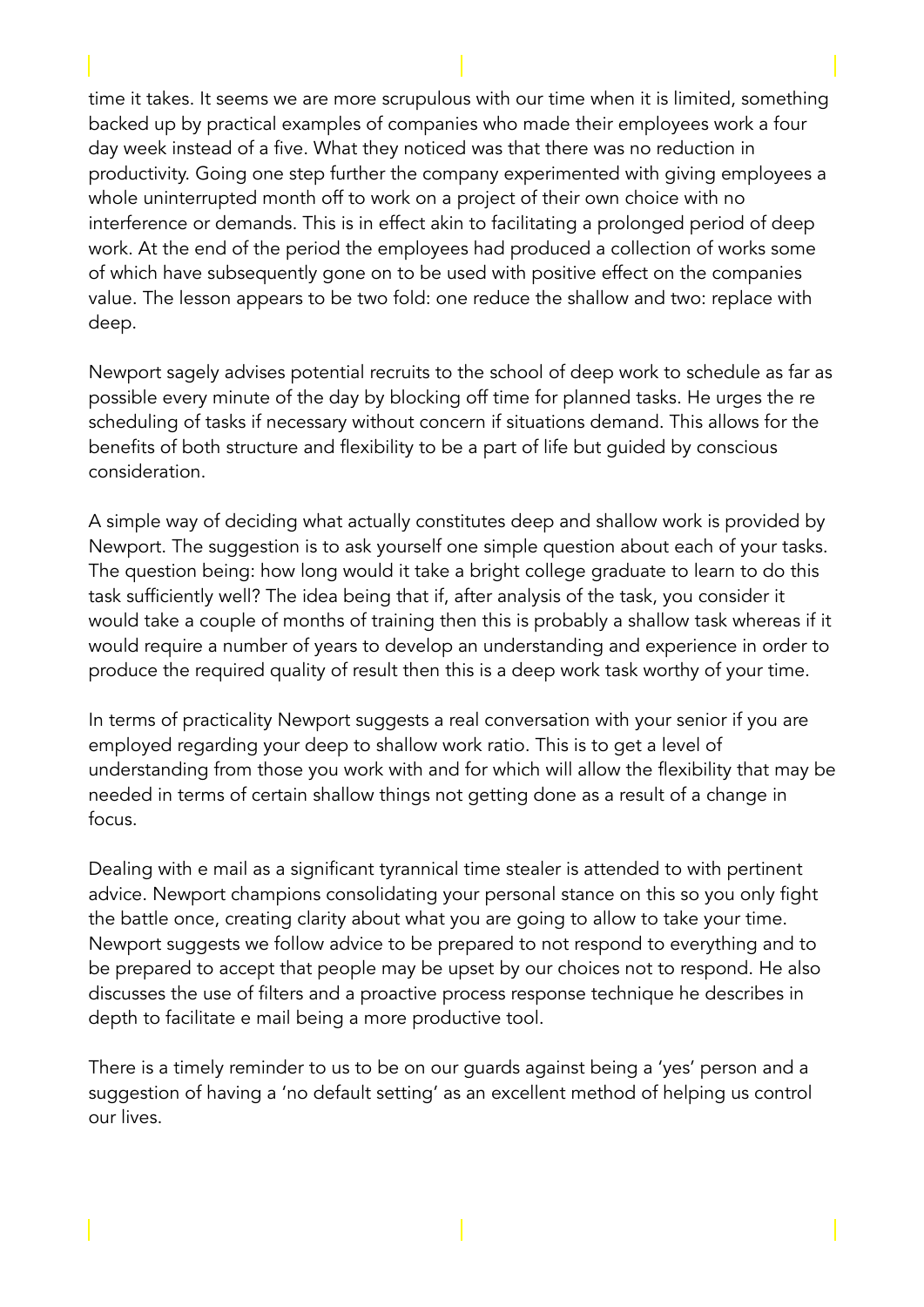time it takes. It seems we are more scrupulous with our time when it is limited, something backed up by practical examples of companies who made their employees work a four day week instead of a five. What they noticed was that there was no reduction in productivity. Going one step further the company experimented with giving employees a whole uninterrupted month off to work on a project of their own choice with no interference or demands. This is in effect akin to facilitating a prolonged period of deep work. At the end of the period the employees had produced a collection of works some of which have subsequently gone on to be used with positive effect on the companies value. The lesson appears to be two fold: one reduce the shallow and two: replace with deep.

Newport sagely advises potential recruits to the school of deep work to schedule as far as possible every minute of the day by blocking off time for planned tasks. He urges the re scheduling of tasks if necessary without concern if situations demand. This allows for the benefits of both structure and flexibility to be a part of life but guided by conscious consideration.

A simple way of deciding what actually constitutes deep and shallow work is provided by Newport. The suggestion is to ask yourself one simple question about each of your tasks. The question being: how long would it take a bright college graduate to learn to do this task sufficiently well? The idea being that if, after analysis of the task, you consider it would take a couple of months of training then this is probably a shallow task whereas if it would require a number of years to develop an understanding and experience in order to produce the required quality of result then this is a deep work task worthy of your time.

In terms of practicality Newport suggests a real conversation with your senior if you are employed regarding your deep to shallow work ratio. This is to get a level of understanding from those you work with and for which will allow the flexibility that may be needed in terms of certain shallow things not getting done as a result of a change in focus.

Dealing with e mail as a significant tyrannical time stealer is attended to with pertinent advice. Newport champions consolidating your personal stance on this so you only fight the battle once, creating clarity about what you are going to allow to take your time. Newport suggests we follow advice to be prepared to not respond to everything and to be prepared to accept that people may be upset by our choices not to respond. He also discusses the use of filters and a proactive process response technique he describes in depth to facilitate e mail being a more productive tool.

There is a timely reminder to us to be on our guards against being a 'yes' person and a suggestion of having a 'no default setting' as an excellent method of helping us control our lives.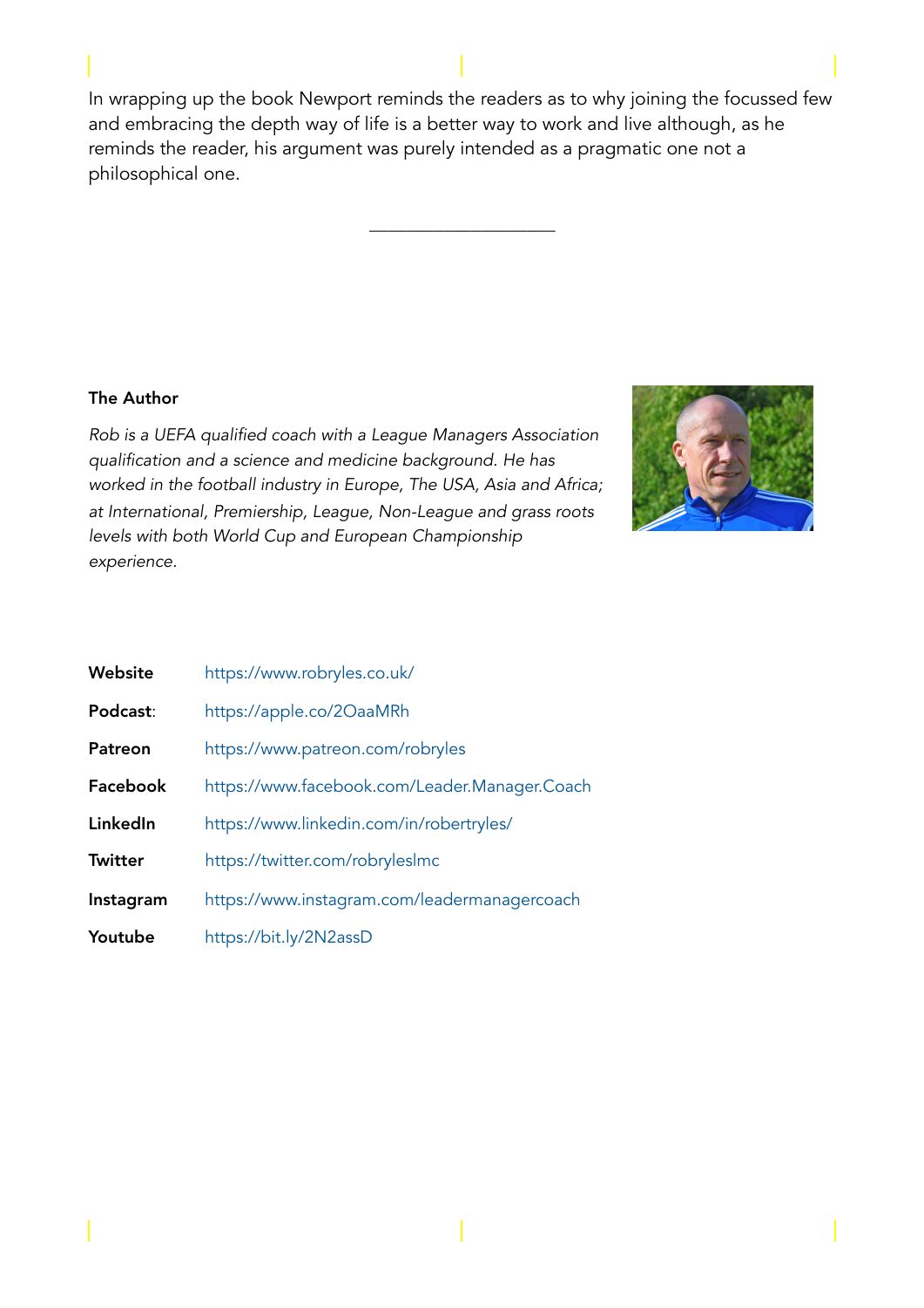In wrapping up the book Newport reminds the readers as to why joining the focussed few and embracing the depth way of life is a better way to work and live although, as he reminds the reader, his argument was purely intended as a pragmatic one not a philosophical one.

---

**The Author**

*Rob is a UEFA qualified coach with a League Managers Association qualification and a science and medicine background. He has worked in the football industry in Europe, The USA, Asia and Africa; at International, Premiership, League, Non-League and grass roots levels with both World Cup and European Championship experience.*

| | |
|---|---|
| **Website** | https://www.robryles.co.uk/ |
| **Podcast**: | https://apple.co/2OaaMRh |
| **Patreon** | https://www.patreon.com/robryles |
| **Facebook** | https://www.facebook.com/Leader.Manager.Coach |
| **LinkedIn** | https://www.linkedin.com/in/robertryles/ |
| **Twitter** | https://twitter.com/robryleslmc |
| **Instagram** | https://www.instagram.com/leadermanagercoach |
| **Youtube** | https://bit.ly/2N2assD |